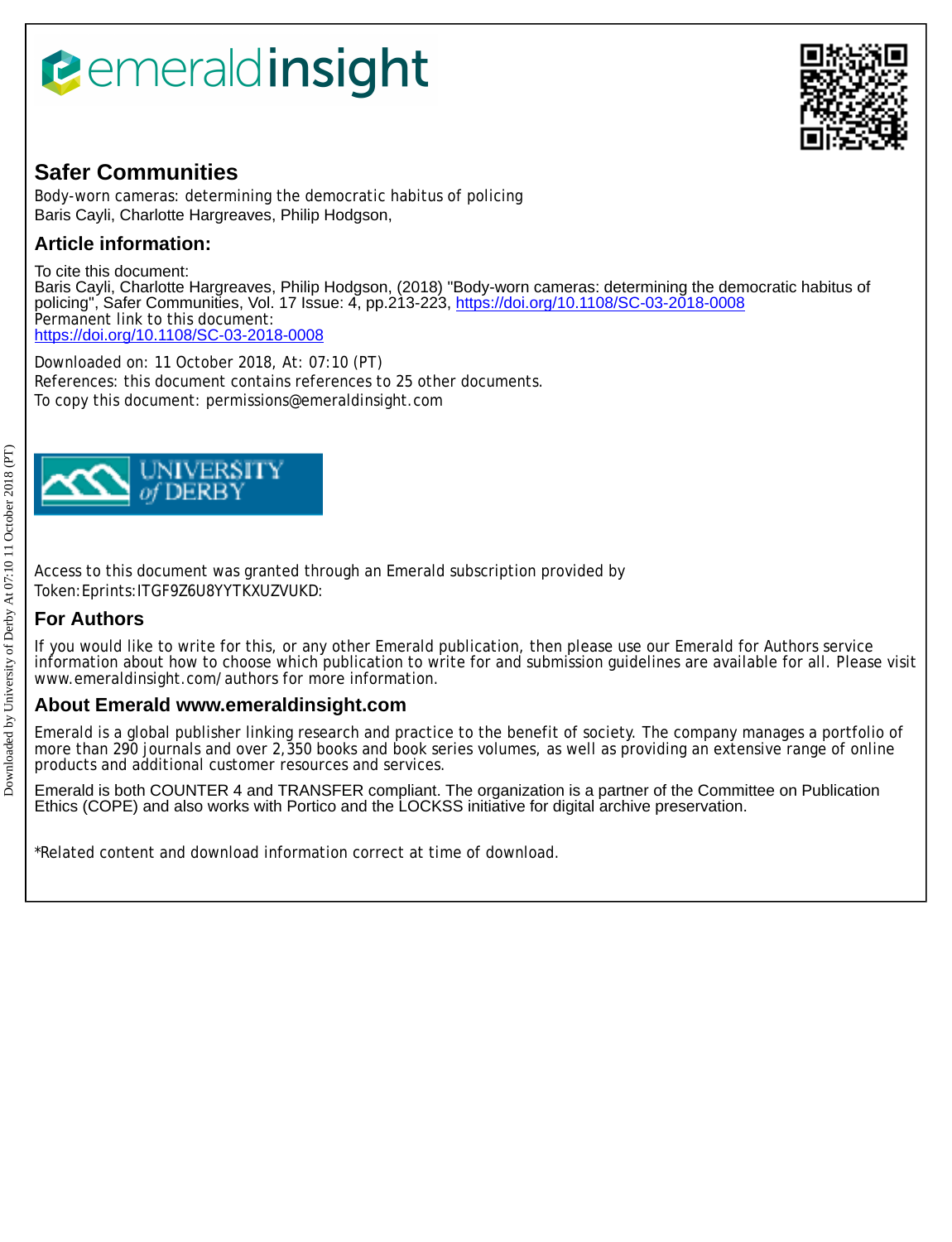# emeraldinsight

## Safer Communities

Body-worn cameras: determining the democratic habitus of policing
Baris Cayli, Charlotte Hargreaves, Philip Hodgson,

## Article information:

To cite this document:
Baris Cayli, Charlotte Hargreaves, Philip Hodgson, (2018) "Body-worn cameras: determining the democratic habitus of policing", Safer Communities, Vol. 17 Issue: 4, pp.213-223, https://doi.org/10.1108/SC-03-2018-0008
Permanent link to this document:
https://doi.org/10.1108/SC-03-2018-0008

Downloaded on: 11 October 2018, At: 07:10 (PT)
References: this document contains references to 25 other documents.
To copy this document: permissions@emeraldinsight.com

UNIVERSITY of DERBY

Access to this document was granted through an Emerald subscription provided by
Token:Eprints:ITGF9Z6U8YYTKXUZVUKD:

## For Authors

If you would like to write for this, or any other Emerald publication, then please use our Emerald for Authors service information about how to choose which publication to write for and submission guidelines are available for all. Please visit www.emeraldinsight.com/authors for more information.

## About Emerald www.emeraldinsight.com

Emerald is a global publisher linking research and practice to the benefit of society. The company manages a portfolio of more than 290 journals and over 2,350 books and book series volumes, as well as providing an extensive range of online products and additional customer resources and services.

Emerald is both COUNTER 4 and TRANSFER compliant. The organization is a partner of the Committee on Publication Ethics (COPE) and also works with Portico and the LOCKSS initiative for digital archive preservation.

*Related content and download information correct at time of download.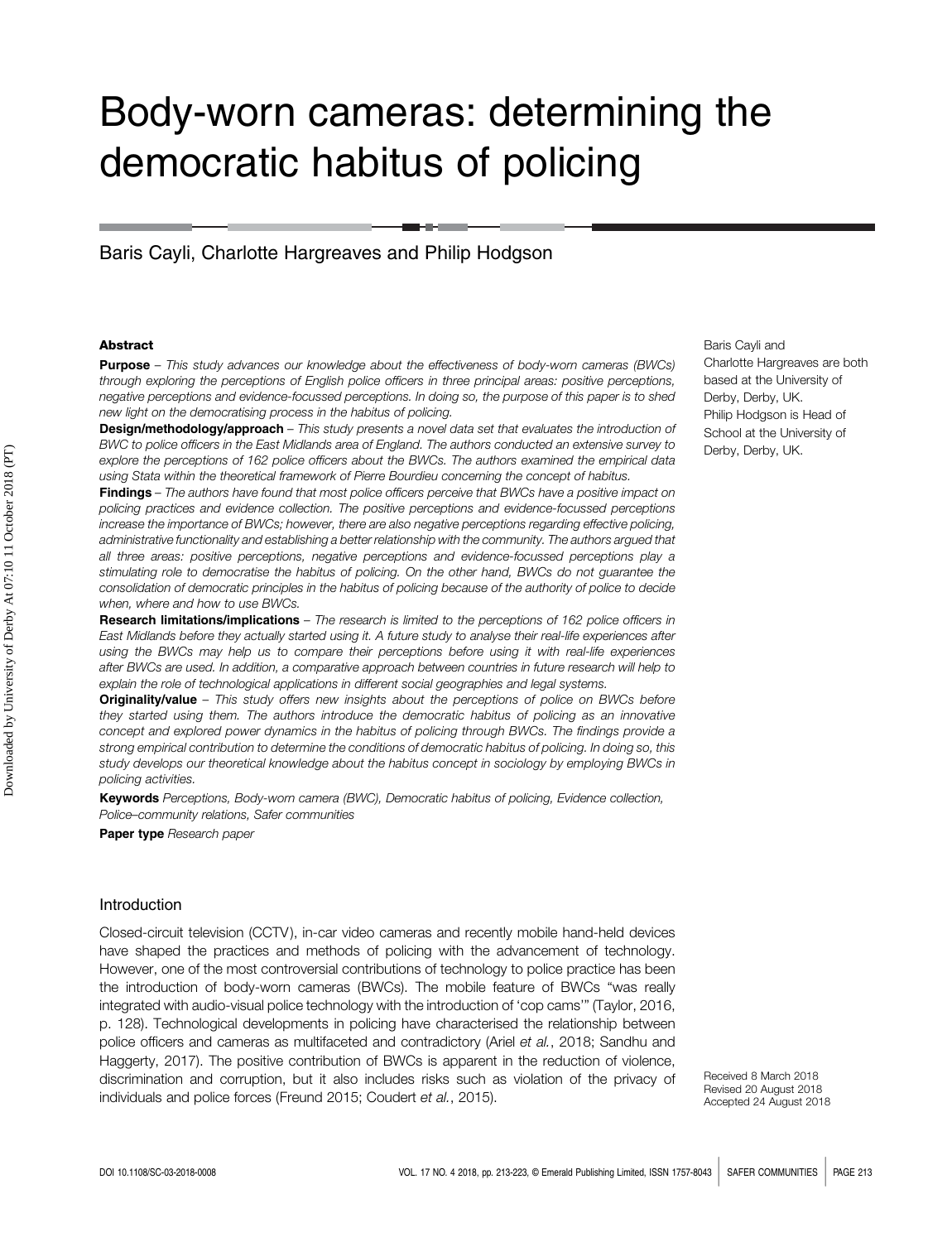# Body-worn cameras: determining the democratic habitus of policing

Baris Cayli, Charlotte Hargreaves and Philip Hodgson

Baris Cayli and Charlotte Hargreaves are both based at the University of Derby, Derby, UK. Philip Hodgson is Head of School at the University of Derby, Derby, UK.

### Abstract

**Purpose** – *This study advances our knowledge about the effectiveness of body-worn cameras (BWCs) through exploring the perceptions of English police officers in three principal areas: positive perceptions, negative perceptions and evidence-focussed perceptions. In doing so, the purpose of this paper is to shed new light on the democratising process in the habitus of policing.*

**Design/methodology/approach** – *This study presents a novel data set that evaluates the introduction of BWC to police officers in the East Midlands area of England. The authors conducted an extensive survey to explore the perceptions of 162 police officers about the BWCs. The authors examined the empirical data using Stata within the theoretical framework of Pierre Bourdieu concerning the concept of habitus.*

**Findings** – *The authors have found that most police officers perceive that BWCs have a positive impact on policing practices and evidence collection. The positive perceptions and evidence-focussed perceptions increase the importance of BWCs; however, there are also negative perceptions regarding effective policing, administrative functionality and establishing a better relationship with the community. The authors argued that all three areas: positive perceptions, negative perceptions and evidence-focussed perceptions play a stimulating role to democratise the habitus of policing. On the other hand, BWCs do not guarantee the consolidation of democratic principles in the habitus of policing because of the authority of police to decide when, where and how to use BWCs.*

**Research limitations/implications** – *The research is limited to the perceptions of 162 police officers in East Midlands before they actually started using it. A future study to analyse their real-life experiences after using the BWCs may help us to compare their perceptions before using it with real-life experiences after BWCs are used. In addition, a comparative approach between countries in future research will help to explain the role of technological applications in different social geographies and legal systems.*

**Originality/value** – *This study offers new insights about the perceptions of police on BWCs before they started using them. The authors introduce the democratic habitus of policing as an innovative concept and explored power dynamics in the habitus of policing through BWCs. The findings provide a strong empirical contribution to determine the conditions of democratic habitus of policing. In doing so, this study develops our theoretical knowledge about the habitus concept in sociology by employing BWCs in policing activities.*

**Keywords** *Perceptions, Body-worn camera (BWC), Democratic habitus of policing, Evidence collection, Police–community relations, Safer communities*

**Paper type** *Research paper*

## Introduction

Closed-circuit television (CCTV), in-car video cameras and recently mobile hand-held devices have shaped the practices and methods of policing with the advancement of technology. However, one of the most controversial contributions of technology to police practice has been the introduction of body-worn cameras (BWCs). The mobile feature of BWCs "was really integrated with audio-visual police technology with the introduction of 'cop cams'" (Taylor, 2016, p. 128). Technological developments in policing have characterised the relationship between police officers and cameras as multifaceted and contradictory (Ariel *et al.*, 2018; Sandhu and Haggerty, 2017). The positive contribution of BWCs is apparent in the reduction of violence, discrimination and corruption, but it also includes risks such as violation of the privacy of individuals and police forces (Freund 2015; Coudert *et al.*, 2015).

Received 8 March 2018
Revised 20 August 2018
Accepted 24 August 2018

DOI 10.1108/SC-03-2018-0008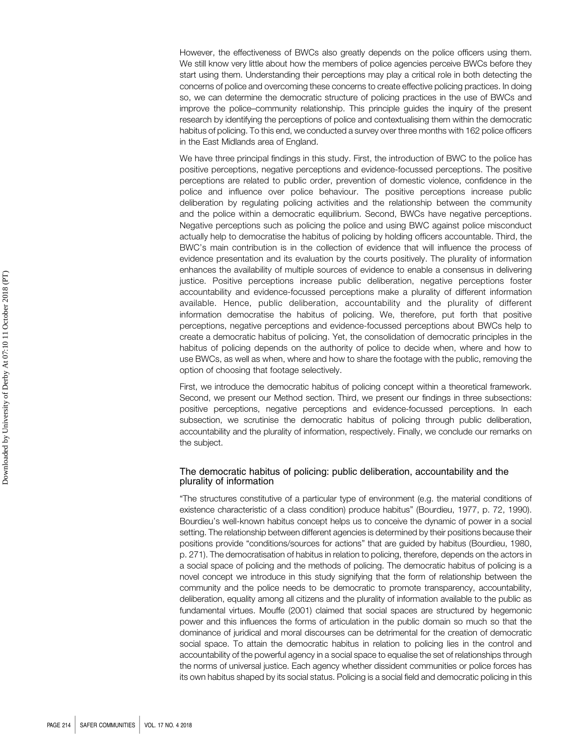However, the effectiveness of BWCs also greatly depends on the police officers using them. We still know very little about how the members of police agencies perceive BWCs before they start using them. Understanding their perceptions may play a critical role in both detecting the concerns of police and overcoming these concerns to create effective policing practices. In doing so, we can determine the democratic structure of policing practices in the use of BWCs and improve the police–community relationship. This principle guides the inquiry of the present research by identifying the perceptions of police and contextualising them within the democratic habitus of policing. To this end, we conducted a survey over three months with 162 police officers in the East Midlands area of England.

We have three principal findings in this study. First, the introduction of BWC to the police has positive perceptions, negative perceptions and evidence-focussed perceptions. The positive perceptions are related to public order, prevention of domestic violence, confidence in the police and influence over police behaviour. The positive perceptions increase public deliberation by regulating policing activities and the relationship between the community and the police within a democratic equilibrium. Second, BWCs have negative perceptions. Negative perceptions such as policing the police and using BWC against police misconduct actually help to democratise the habitus of policing by holding officers accountable. Third, the BWC's main contribution is in the collection of evidence that will influence the process of evidence presentation and its evaluation by the courts positively. The plurality of information enhances the availability of multiple sources of evidence to enable a consensus in delivering justice. Positive perceptions increase public deliberation, negative perceptions foster accountability and evidence-focussed perceptions make a plurality of different information available. Hence, public deliberation, accountability and the plurality of different information democratise the habitus of policing. We, therefore, put forth that positive perceptions, negative perceptions and evidence-focussed perceptions about BWCs help to create a democratic habitus of policing. Yet, the consolidation of democratic principles in the habitus of policing depends on the authority of police to decide when, where and how to use BWCs, as well as when, where and how to share the footage with the public, removing the option of choosing that footage selectively.

First, we introduce the democratic habitus of policing concept within a theoretical framework. Second, we present our Method section. Third, we present our findings in three subsections: positive perceptions, negative perceptions and evidence-focussed perceptions. In each subsection, we scrutinise the democratic habitus of policing through public deliberation, accountability and the plurality of information, respectively. Finally, we conclude our remarks on the subject.

## The democratic habitus of policing: public deliberation, accountability and the plurality of information

"The structures constitutive of a particular type of environment (e.g. the material conditions of existence characteristic of a class condition) produce habitus" (Bourdieu, 1977, p. 72, 1990). Bourdieu's well-known habitus concept helps us to conceive the dynamic of power in a social setting. The relationship between different agencies is determined by their positions because their positions provide "conditions/sources for actions" that are guided by habitus (Bourdieu, 1980, p. 271). The democratisation of habitus in relation to policing, therefore, depends on the actors in a social space of policing and the methods of policing. The democratic habitus of policing is a novel concept we introduce in this study signifying that the form of relationship between the community and the police needs to be democratic to promote transparency, accountability, deliberation, equality among all citizens and the plurality of information available to the public as fundamental virtues. Mouffe (2001) claimed that social spaces are structured by hegemonic power and this influences the forms of articulation in the public domain so much so that the dominance of juridical and moral discourses can be detrimental for the creation of democratic social space. To attain the democratic habitus in relation to policing lies in the control and accountability of the powerful agency in a social space to equalise the set of relationships through the norms of universal justice. Each agency whether dissident communities or police forces has its own habitus shaped by its social status. Policing is a social field and democratic policing in this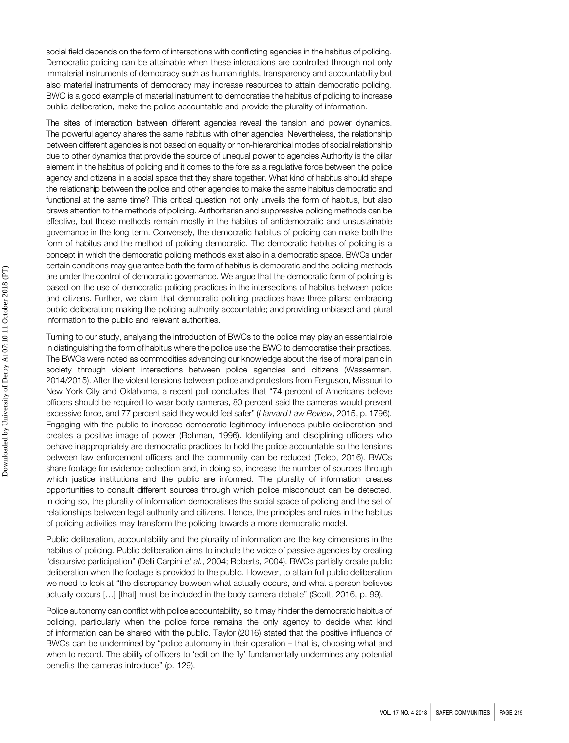social field depends on the form of interactions with conflicting agencies in the habitus of policing. Democratic policing can be attainable when these interactions are controlled through not only immaterial instruments of democracy such as human rights, transparency and accountability but also material instruments of democracy may increase resources to attain democratic policing. BWC is a good example of material instrument to democratise the habitus of policing to increase public deliberation, make the police accountable and provide the plurality of information.

The sites of interaction between different agencies reveal the tension and power dynamics. The powerful agency shares the same habitus with other agencies. Nevertheless, the relationship between different agencies is not based on equality or non-hierarchical modes of social relationship due to other dynamics that provide the source of unequal power to agencies Authority is the pillar element in the habitus of policing and it comes to the fore as a regulative force between the police agency and citizens in a social space that they share together. What kind of habitus should shape the relationship between the police and other agencies to make the same habitus democratic and functional at the same time? This critical question not only unveils the form of habitus, but also draws attention to the methods of policing. Authoritarian and suppressive policing methods can be effective, but those methods remain mostly in the habitus of antidemocratic and unsustainable governance in the long term. Conversely, the democratic habitus of policing can make both the form of habitus and the method of policing democratic. The democratic habitus of policing is a concept in which the democratic policing methods exist also in a democratic space. BWCs under certain conditions may guarantee both the form of habitus is democratic and the policing methods are under the control of democratic governance. We argue that the democratic form of policing is based on the use of democratic policing practices in the intersections of habitus between police and citizens. Further, we claim that democratic policing practices have three pillars: embracing public deliberation; making the policing authority accountable; and providing unbiased and plural information to the public and relevant authorities.

Turning to our study, analysing the introduction of BWCs to the police may play an essential role in distinguishing the form of habitus where the police use the BWC to democratise their practices. The BWCs were noted as commodities advancing our knowledge about the rise of moral panic in society through violent interactions between police agencies and citizens (Wasserman, 2014/2015). After the violent tensions between police and protestors from Ferguson, Missouri to New York City and Oklahoma, a recent poll concludes that "74 percent of Americans believe officers should be required to wear body cameras, 80 percent said the cameras would prevent excessive force, and 77 percent said they would feel safer" (*Harvard Law Review*, 2015, p. 1796). Engaging with the public to increase democratic legitimacy influences public deliberation and creates a positive image of power (Bohman, 1996). Identifying and disciplining officers who behave inappropriately are democratic practices to hold the police accountable so the tensions between law enforcement officers and the community can be reduced (Telep, 2016). BWCs share footage for evidence collection and, in doing so, increase the number of sources through which justice institutions and the public are informed. The plurality of information creates opportunities to consult different sources through which police misconduct can be detected. In doing so, the plurality of information democratises the social space of policing and the set of relationships between legal authority and citizens. Hence, the principles and rules in the habitus of policing activities may transform the policing towards a more democratic model.

Public deliberation, accountability and the plurality of information are the key dimensions in the habitus of policing. Public deliberation aims to include the voice of passive agencies by creating "discursive participation" (Delli Carpini *et al.*, 2004; Roberts, 2004). BWCs partially create public deliberation when the footage is provided to the public. However, to attain full public deliberation we need to look at "the discrepancy between what actually occurs, and what a person believes actually occurs […] [that] must be included in the body camera debate" (Scott, 2016, p. 99).

Police autonomy can conflict with police accountability, so it may hinder the democratic habitus of policing, particularly when the police force remains the only agency to decide what kind of information can be shared with the public. Taylor (2016) stated that the positive influence of BWCs can be undermined by "police autonomy in their operation – that is, choosing what and when to record. The ability of officers to 'edit on the fly' fundamentally undermines any potential benefits the cameras introduce" (p. 129).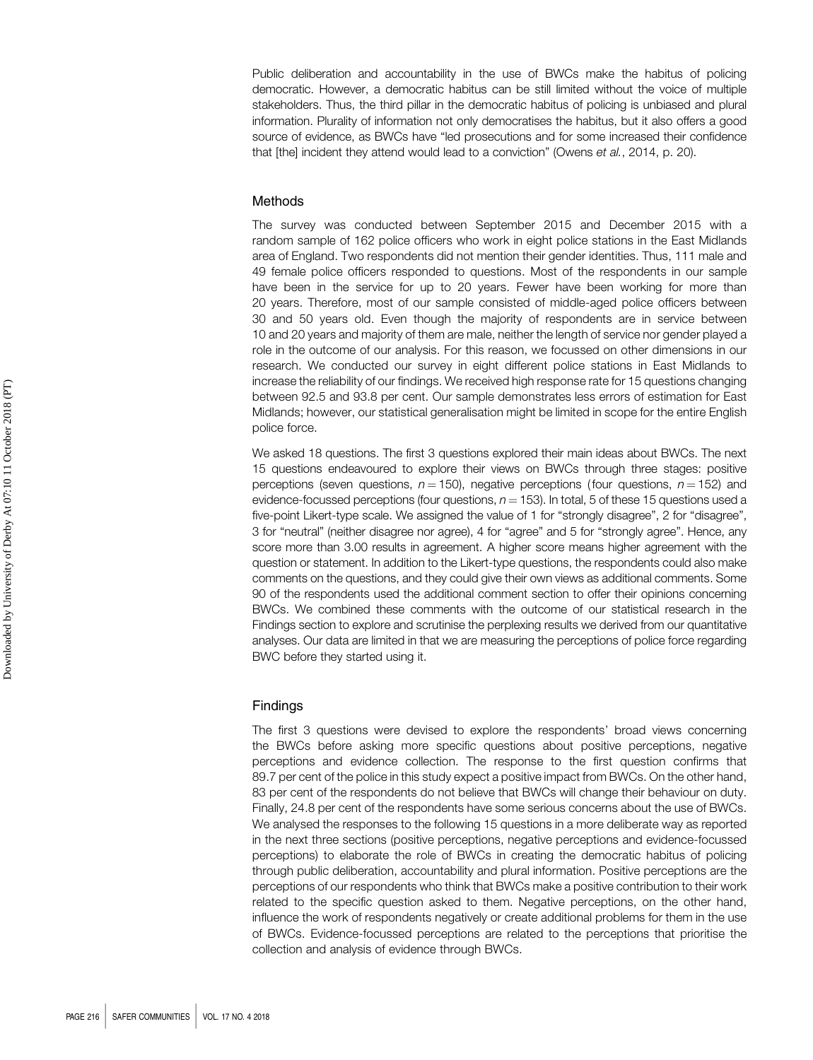Public deliberation and accountability in the use of BWCs make the habitus of policing democratic. However, a democratic habitus can be still limited without the voice of multiple stakeholders. Thus, the third pillar in the democratic habitus of policing is unbiased and plural information. Plurality of information not only democratises the habitus, but it also offers a good source of evidence, as BWCs have "led prosecutions and for some increased their confidence that [the] incident they attend would lead to a conviction" (Owens *et al.*, 2014, p. 20).

## Methods

The survey was conducted between September 2015 and December 2015 with a random sample of 162 police officers who work in eight police stations in the East Midlands area of England. Two respondents did not mention their gender identities. Thus, 111 male and 49 female police officers responded to questions. Most of the respondents in our sample have been in the service for up to 20 years. Fewer have been working for more than 20 years. Therefore, most of our sample consisted of middle-aged police officers between 30 and 50 years old. Even though the majority of respondents are in service between 10 and 20 years and majority of them are male, neither the length of service nor gender played a role in the outcome of our analysis. For this reason, we focussed on other dimensions in our research. We conducted our survey in eight different police stations in East Midlands to increase the reliability of our findings. We received high response rate for 15 questions changing between 92.5 and 93.8 per cent. Our sample demonstrates less errors of estimation for East Midlands; however, our statistical generalisation might be limited in scope for the entire English police force.

We asked 18 questions. The first 3 questions explored their main ideas about BWCs. The next 15 questions endeavoured to explore their views on BWCs through three stages: positive perceptions (seven questions, $n = 150$), negative perceptions (four questions, $n = 152$) and evidence-focussed perceptions (four questions, $n = 153$). In total, 5 of these 15 questions used a five-point Likert-type scale. We assigned the value of 1 for "strongly disagree", 2 for "disagree", 3 for "neutral" (neither disagree nor agree), 4 for "agree" and 5 for "strongly agree". Hence, any score more than 3.00 results in agreement. A higher score means higher agreement with the question or statement. In addition to the Likert-type questions, the respondents could also make comments on the questions, and they could give their own views as additional comments. Some 90 of the respondents used the additional comment section to offer their opinions concerning BWCs. We combined these comments with the outcome of our statistical research in the Findings section to explore and scrutinise the perplexing results we derived from our quantitative analyses. Our data are limited in that we are measuring the perceptions of police force regarding BWC before they started using it.

## Findings

The first 3 questions were devised to explore the respondents' broad views concerning the BWCs before asking more specific questions about positive perceptions, negative perceptions and evidence collection. The response to the first question confirms that 89.7 per cent of the police in this study expect a positive impact from BWCs. On the other hand, 83 per cent of the respondents do not believe that BWCs will change their behaviour on duty. Finally, 24.8 per cent of the respondents have some serious concerns about the use of BWCs. We analysed the responses to the following 15 questions in a more deliberate way as reported in the next three sections (positive perceptions, negative perceptions and evidence-focussed perceptions) to elaborate the role of BWCs in creating the democratic habitus of policing through public deliberation, accountability and plural information. Positive perceptions are the perceptions of our respondents who think that BWCs make a positive contribution to their work related to the specific question asked to them. Negative perceptions, on the other hand, influence the work of respondents negatively or create additional problems for them in the use of BWCs. Evidence-focussed perceptions are related to the perceptions that prioritise the collection and analysis of evidence through BWCs.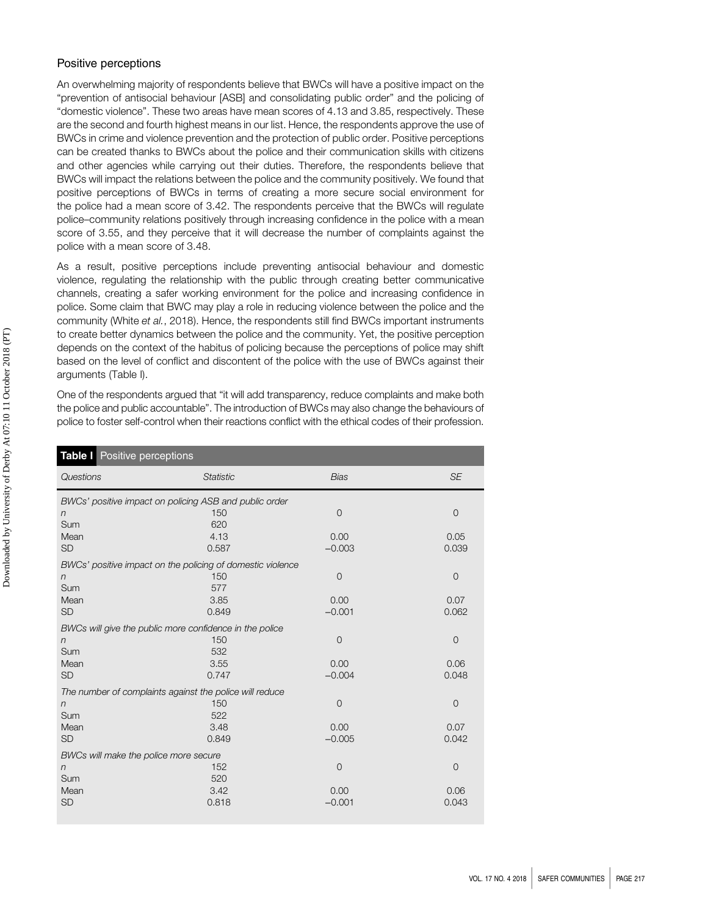## Positive perceptions

An overwhelming majority of respondents believe that BWCs will have a positive impact on the "prevention of antisocial behaviour [ASB] and consolidating public order" and the policing of "domestic violence". These two areas have mean scores of 4.13 and 3.85, respectively. These are the second and fourth highest means in our list. Hence, the respondents approve the use of BWCs in crime and violence prevention and the protection of public order. Positive perceptions can be created thanks to BWCs about the police and their communication skills with citizens and other agencies while carrying out their duties. Therefore, the respondents believe that BWCs will impact the relations between the police and the community positively. We found that positive perceptions of BWCs in terms of creating a more secure social environment for the police had a mean score of 3.42. The respondents perceive that the BWCs will regulate police–community relations positively through increasing confidence in the police with a mean score of 3.55, and they perceive that it will decrease the number of complaints against the police with a mean score of 3.48.

As a result, positive perceptions include preventing antisocial behaviour and domestic violence, regulating the relationship with the public through creating better communicative channels, creating a safer working environment for the police and increasing confidence in police. Some claim that BWC may play a role in reducing violence between the police and the community (White *et al.*, 2018). Hence, the respondents still find BWCs important instruments to create better dynamics between the police and the community. Yet, the positive perception depends on the context of the habitus of policing because the perceptions of police may shift based on the level of conflict and discontent of the police with the use of BWCs against their arguments (Table I).

One of the respondents argued that "it will add transparency, reduce complaints and make both the police and public accountable". The introduction of BWCs may also change the behaviours of police to foster self-control when their reactions conflict with the ethical codes of their profession.

**Table I** Positive perceptions

| *Questions* | *Statistic* | *Bias* | *SE* |
|---|---|---|---|
| *BWCs' positive impact on policing ASB and public order* | | | |
| *n* | 150 | 0 | 0 |
| Sum | 620 | | |
| Mean | 4.13 | 0.00 | 0.05 |
| SD | 0.587 | −0.003 | 0.039 |
| *BWCs' positive impact on the policing of domestic violence* | | | |
| *n* | 150 | 0 | 0 |
| Sum | 577 | | |
| Mean | 3.85 | 0.00 | 0.07 |
| SD | 0.849 | −0.001 | 0.062 |
| *BWCs will give the public more confidence in the police* | | | |
| *n* | 150 | 0 | 0 |
| Sum | 532 | | |
| Mean | 3.55 | 0.00 | 0.06 |
| SD | 0.747 | −0.004 | 0.048 |
| *The number of complaints against the police will reduce* | | | |
| *n* | 150 | 0 | 0 |
| Sum | 522 | | |
| Mean | 3.48 | 0.00 | 0.07 |
| SD | 0.849 | −0.005 | 0.042 |
| *BWCs will make the police more secure* | | | |
| *n* | 152 | 0 | 0 |
| Sum | 520 | | |
| Mean | 3.42 | 0.00 | 0.06 |
| SD | 0.818 | −0.001 | 0.043 |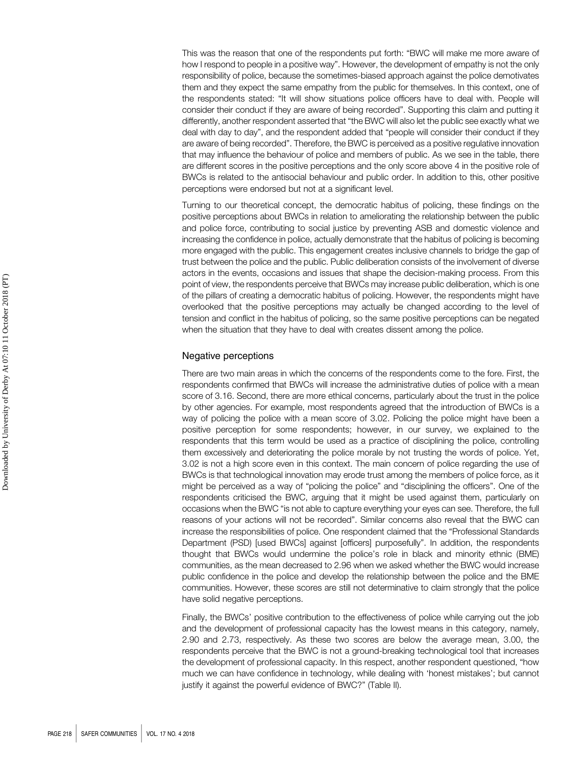This was the reason that one of the respondents put forth: "BWC will make me more aware of how I respond to people in a positive way". However, the development of empathy is not the only responsibility of police, because the sometimes-biased approach against the police demotivates them and they expect the same empathy from the public for themselves. In this context, one of the respondents stated: "It will show situations police officers have to deal with. People will consider their conduct if they are aware of being recorded". Supporting this claim and putting it differently, another respondent asserted that "the BWC will also let the public see exactly what we deal with day to day", and the respondent added that "people will consider their conduct if they are aware of being recorded". Therefore, the BWC is perceived as a positive regulative innovation that may influence the behaviour of police and members of public. As we see in the table, there are different scores in the positive perceptions and the only score above 4 in the positive role of BWCs is related to the antisocial behaviour and public order. In addition to this, other positive perceptions were endorsed but not at a significant level.

Turning to our theoretical concept, the democratic habitus of policing, these findings on the positive perceptions about BWCs in relation to ameliorating the relationship between the public and police force, contributing to social justice by preventing ASB and domestic violence and increasing the confidence in police, actually demonstrate that the habitus of policing is becoming more engaged with the public. This engagement creates inclusive channels to bridge the gap of trust between the police and the public. Public deliberation consists of the involvement of diverse actors in the events, occasions and issues that shape the decision-making process. From this point of view, the respondents perceive that BWCs may increase public deliberation, which is one of the pillars of creating a democratic habitus of policing. However, the respondents might have overlooked that the positive perceptions may actually be changed according to the level of tension and conflict in the habitus of policing, so the same positive perceptions can be negated when the situation that they have to deal with creates dissent among the police.

## Negative perceptions

There are two main areas in which the concerns of the respondents come to the fore. First, the respondents confirmed that BWCs will increase the administrative duties of police with a mean score of 3.16. Second, there are more ethical concerns, particularly about the trust in the police by other agencies. For example, most respondents agreed that the introduction of BWCs is a way of policing the police with a mean score of 3.02. Policing the police might have been a positive perception for some respondents; however, in our survey, we explained to the respondents that this term would be used as a practice of disciplining the police, controlling them excessively and deteriorating the police morale by not trusting the words of police. Yet, 3.02 is not a high score even in this context. The main concern of police regarding the use of BWCs is that technological innovation may erode trust among the members of police force, as it might be perceived as a way of "policing the police" and "disciplining the officers". One of the respondents criticised the BWC, arguing that it might be used against them, particularly on occasions when the BWC "is not able to capture everything your eyes can see. Therefore, the full reasons of your actions will not be recorded". Similar concerns also reveal that the BWC can increase the responsibilities of police. One respondent claimed that the "Professional Standards Department (PSD) [used BWCs] against [officers] purposefully". In addition, the respondents thought that BWCs would undermine the police's role in black and minority ethnic (BME) communities, as the mean decreased to 2.96 when we asked whether the BWC would increase public confidence in the police and develop the relationship between the police and the BME communities. However, these scores are still not determinative to claim strongly that the police have solid negative perceptions.

Finally, the BWCs' positive contribution to the effectiveness of police while carrying out the job and the development of professional capacity has the lowest means in this category, namely, 2.90 and 2.73, respectively. As these two scores are below the average mean, 3.00, the respondents perceive that the BWC is not a ground-breaking technological tool that increases the development of professional capacity. In this respect, another respondent questioned, "how much we can have confidence in technology, while dealing with 'honest mistakes'; but cannot justify it against the powerful evidence of BWC?" (Table II).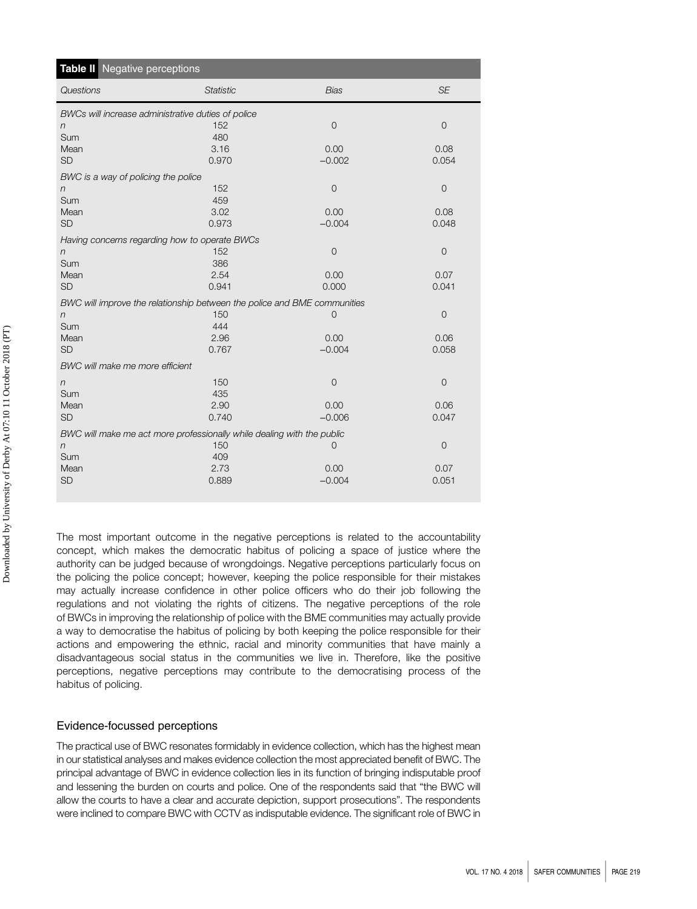**Table II** Negative perceptions

| *Questions* | *Statistic* | *Bias* | *SE* |
|---|---|---|---|
| *BWCs will increase administrative duties of police* | | | |
| *n* | 152 | 0 | 0 |
| Sum | 480 | | |
| Mean | 3.16 | 0.00 | 0.08 |
| SD | 0.970 | −0.002 | 0.054 |
| *BWC is a way of policing the police* | | | |
| *n* | 152 | 0 | 0 |
| Sum | 459 | | |
| Mean | 3.02 | 0.00 | 0.08 |
| SD | 0.973 | −0.004 | 0.048 |
| *Having concerns regarding how to operate BWCs* | | | |
| *n* | 152 | 0 | 0 |
| Sum | 386 | | |
| Mean | 2.54 | 0.00 | 0.07 |
| SD | 0.941 | 0.000 | 0.041 |
| *BWC will improve the relationship between the police and BME communities* | | | |
| *n* | 150 | 0 | 0 |
| Sum | 444 | | |
| Mean | 2.96 | 0.00 | 0.06 |
| SD | 0.767 | −0.004 | 0.058 |
| *BWC will make me more efficient* | | | |
| *n* | 150 | 0 | 0 |
| Sum | 435 | | |
| Mean | 2.90 | 0.00 | 0.06 |
| SD | 0.740 | −0.006 | 0.047 |
| *BWC will make me act more professionally while dealing with the public* | | | |
| *n* | 150 | 0 | 0 |
| Sum | 409 | | |
| Mean | 2.73 | 0.00 | 0.07 |
| SD | 0.889 | −0.004 | 0.051 |

The most important outcome in the negative perceptions is related to the accountability concept, which makes the democratic habitus of policing a space of justice where the authority can be judged because of wrongdoings. Negative perceptions particularly focus on the policing the police concept; however, keeping the police responsible for their mistakes may actually increase confidence in other police officers who do their job following the regulations and not violating the rights of citizens. The negative perceptions of the role of BWCs in improving the relationship of police with the BME communities may actually provide a way to democratise the habitus of policing by both keeping the police responsible for their actions and empowering the ethnic, racial and minority communities that have mainly a disadvantageous social status in the communities we live in. Therefore, like the positive perceptions, negative perceptions may contribute to the democratising process of the habitus of policing.

## Evidence-focussed perceptions

The practical use of BWC resonates formidably in evidence collection, which has the highest mean in our statistical analyses and makes evidence collection the most appreciated benefit of BWC. The principal advantage of BWC in evidence collection lies in its function of bringing indisputable proof and lessening the burden on courts and police. One of the respondents said that "the BWC will allow the courts to have a clear and accurate depiction, support prosecutions". The respondents were inclined to compare BWC with CCTV as indisputable evidence. The significant role of BWC in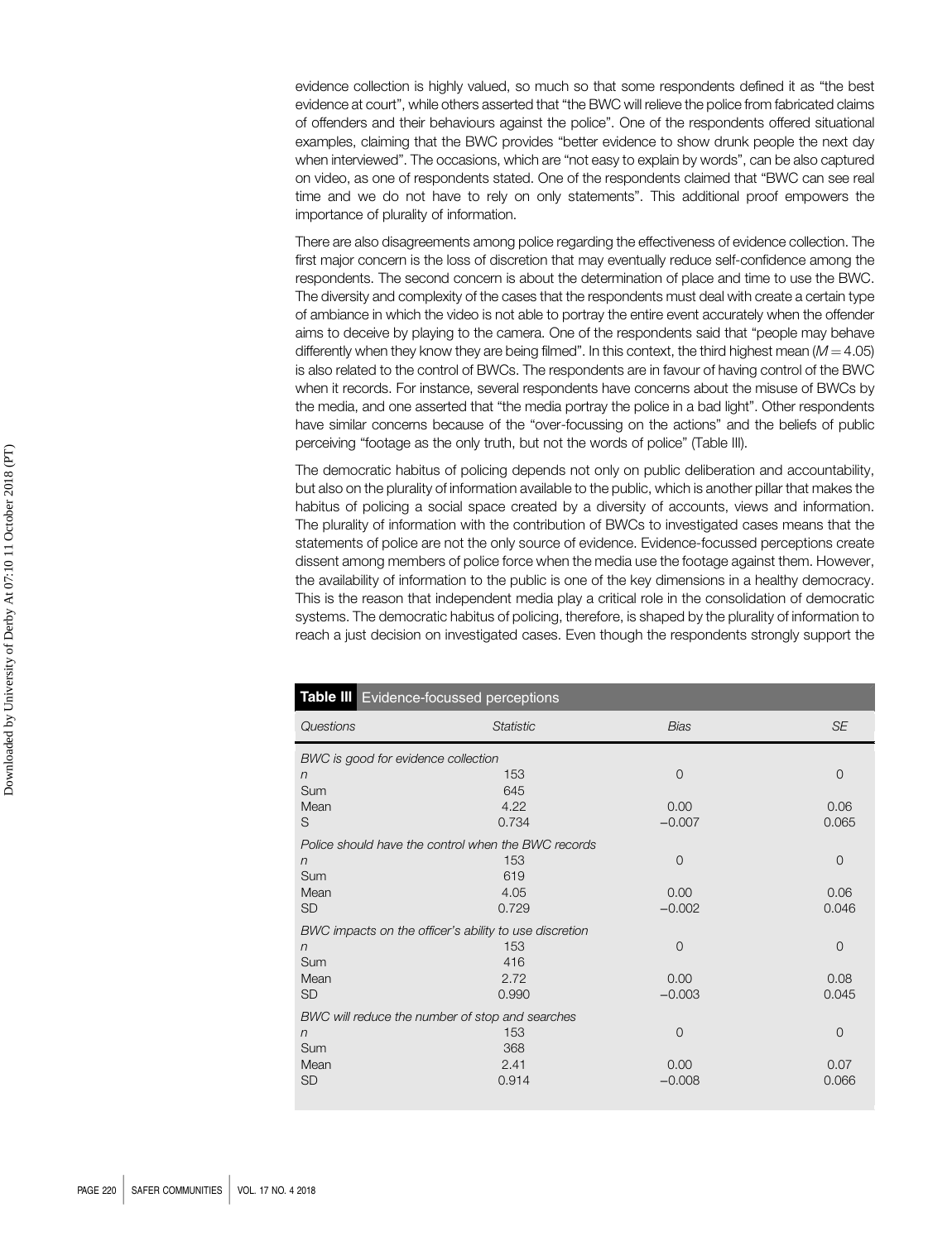evidence collection is highly valued, so much so that some respondents defined it as "the best evidence at court", while others asserted that "the BWC will relieve the police from fabricated claims of offenders and their behaviours against the police". One of the respondents offered situational examples, claiming that the BWC provides "better evidence to show drunk people the next day when interviewed". The occasions, which are "not easy to explain by words", can be also captured on video, as one of respondents stated. One of the respondents claimed that "BWC can see real time and we do not have to rely on only statements". This additional proof empowers the importance of plurality of information.

There are also disagreements among police regarding the effectiveness of evidence collection. The first major concern is the loss of discretion that may eventually reduce self-confidence among the respondents. The second concern is about the determination of place and time to use the BWC. The diversity and complexity of the cases that the respondents must deal with create a certain type of ambiance in which the video is not able to portray the entire event accurately when the offender aims to deceive by playing to the camera. One of the respondents said that "people may behave differently when they know they are being filmed". In this context, the third highest mean ($M = 4.05$) is also related to the control of BWCs. The respondents are in favour of having control of the BWC when it records. For instance, several respondents have concerns about the misuse of BWCs by the media, and one asserted that "the media portray the police in a bad light". Other respondents have similar concerns because of the "over-focussing on the actions" and the beliefs of public perceiving "footage as the only truth, but not the words of police" (Table III).

The democratic habitus of policing depends not only on public deliberation and accountability, but also on the plurality of information available to the public, which is another pillar that makes the habitus of policing a social space created by a diversity of accounts, views and information. The plurality of information with the contribution of BWCs to investigated cases means that the statements of police are not the only source of evidence. Evidence-focussed perceptions create dissent among members of police force when the media use the footage against them. However, the availability of information to the public is one of the key dimensions in a healthy democracy. This is the reason that independent media play a critical role in the consolidation of democratic systems. The democratic habitus of policing, therefore, is shaped by the plurality of information to reach a just decision on investigated cases. Even though the respondents strongly support the

**Table III** Evidence-focussed perceptions

| *Questions* | *Statistic* | *Bias* | *SE* |
|---|---|---|---|
| *BWC is good for evidence collection* | | | |
| *n* | 153 | 0 | 0 |
| Sum | 645 | | |
| Mean | 4.22 | 0.00 | 0.06 |
| S | 0.734 | −0.007 | 0.065 |
| *Police should have the control when the BWC records* | | | |
| *n* | 153 | 0 | 0 |
| Sum | 619 | | |
| Mean | 4.05 | 0.00 | 0.06 |
| SD | 0.729 | −0.002 | 0.046 |
| *BWC impacts on the officer's ability to use discretion* | | | |
| *n* | 153 | 0 | 0 |
| Sum | 416 | | |
| Mean | 2.72 | 0.00 | 0.08 |
| SD | 0.990 | −0.003 | 0.045 |
| *BWC will reduce the number of stop and searches* | | | |
| *n* | 153 | 0 | 0 |
| Sum | 368 | | |
| Mean | 2.41 | 0.00 | 0.07 |
| SD | 0.914 | −0.008 | 0.066 |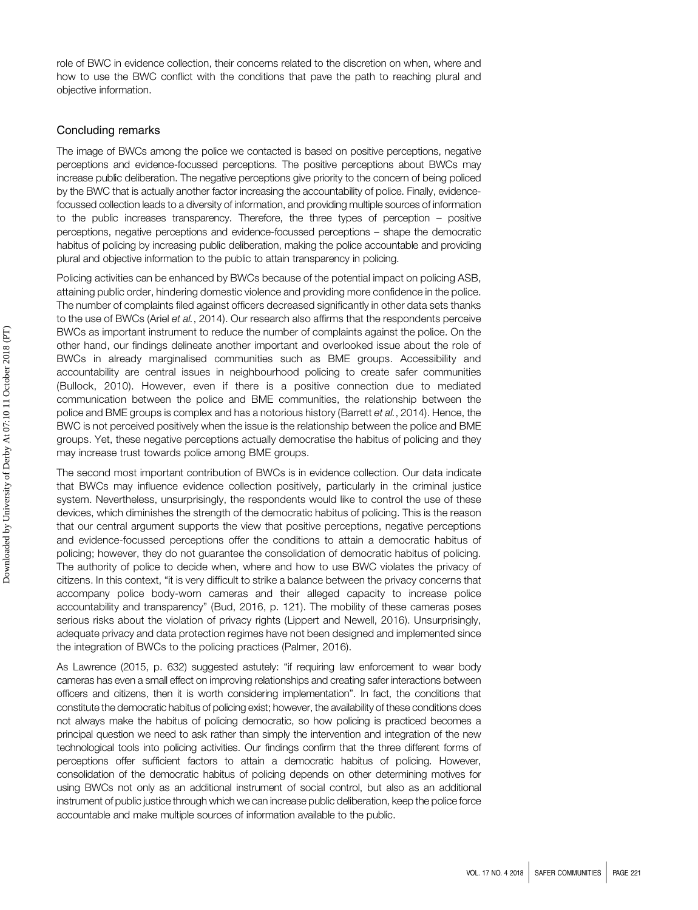role of BWC in evidence collection, their concerns related to the discretion on when, where and how to use the BWC conflict with the conditions that pave the path to reaching plural and objective information.

## Concluding remarks

The image of BWCs among the police we contacted is based on positive perceptions, negative perceptions and evidence-focussed perceptions. The positive perceptions about BWCs may increase public deliberation. The negative perceptions give priority to the concern of being policed by the BWC that is actually another factor increasing the accountability of police. Finally, evidence-focussed collection leads to a diversity of information, and providing multiple sources of information to the public increases transparency. Therefore, the three types of perception – positive perceptions, negative perceptions and evidence-focussed perceptions – shape the democratic habitus of policing by increasing public deliberation, making the police accountable and providing plural and objective information to the public to attain transparency in policing.

Policing activities can be enhanced by BWCs because of the potential impact on policing ASB, attaining public order, hindering domestic violence and providing more confidence in the police. The number of complaints filed against officers decreased significantly in other data sets thanks to the use of BWCs (Ariel *et al.*, 2014). Our research also affirms that the respondents perceive BWCs as important instrument to reduce the number of complaints against the police. On the other hand, our findings delineate another important and overlooked issue about the role of BWCs in already marginalised communities such as BME groups. Accessibility and accountability are central issues in neighbourhood policing to create safer communities (Bullock, 2010). However, even if there is a positive connection due to mediated communication between the police and BME communities, the relationship between the police and BME groups is complex and has a notorious history (Barrett *et al.*, 2014). Hence, the BWC is not perceived positively when the issue is the relationship between the police and BME groups. Yet, these negative perceptions actually democratise the habitus of policing and they may increase trust towards police among BME groups.

The second most important contribution of BWCs is in evidence collection. Our data indicate that BWCs may influence evidence collection positively, particularly in the criminal justice system. Nevertheless, unsurprisingly, the respondents would like to control the use of these devices, which diminishes the strength of the democratic habitus of policing. This is the reason that our central argument supports the view that positive perceptions, negative perceptions and evidence-focussed perceptions offer the conditions to attain a democratic habitus of policing; however, they do not guarantee the consolidation of democratic habitus of policing. The authority of police to decide when, where and how to use BWC violates the privacy of citizens. In this context, "it is very difficult to strike a balance between the privacy concerns that accompany police body-worn cameras and their alleged capacity to increase police accountability and transparency" (Bud, 2016, p. 121). The mobility of these cameras poses serious risks about the violation of privacy rights (Lippert and Newell, 2016). Unsurprisingly, adequate privacy and data protection regimes have not been designed and implemented since the integration of BWCs to the policing practices (Palmer, 2016).

As Lawrence (2015, p. 632) suggested astutely: "if requiring law enforcement to wear body cameras has even a small effect on improving relationships and creating safer interactions between officers and citizens, then it is worth considering implementation". In fact, the conditions that constitute the democratic habitus of policing exist; however, the availability of these conditions does not always make the habitus of policing democratic, so how policing is practiced becomes a principal question we need to ask rather than simply the intervention and integration of the new technological tools into policing activities. Our findings confirm that the three different forms of perceptions offer sufficient factors to attain a democratic habitus of policing. However, consolidation of the democratic habitus of policing depends on other determining motives for using BWCs not only as an additional instrument of social control, but also as an additional instrument of public justice through which we can increase public deliberation, keep the police force accountable and make multiple sources of information available to the public.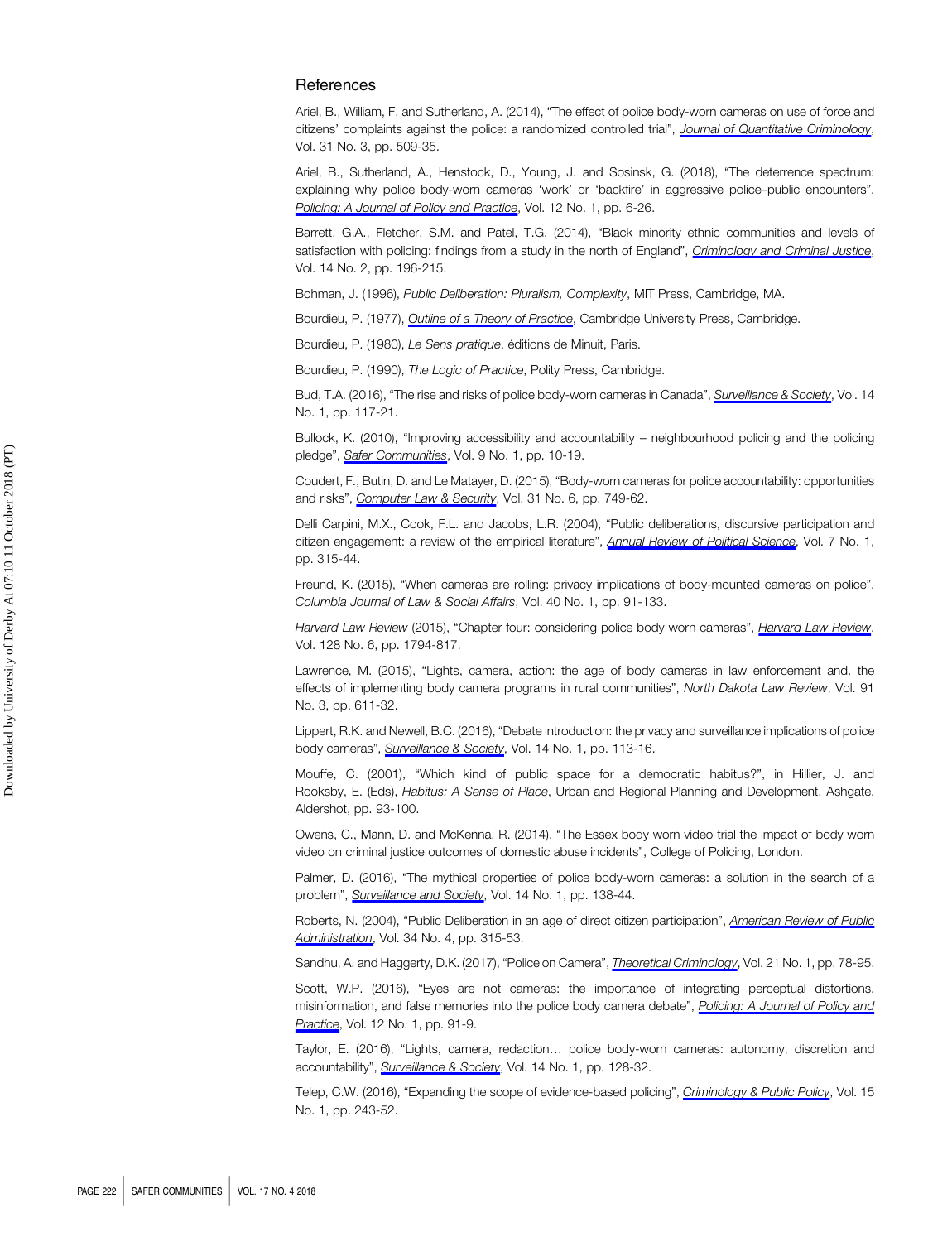## References

Ariel, B., William, F. and Sutherland, A. (2014), "The effect of police body-worn cameras on use of force and citizens' complaints against the police: a randomized controlled trial", *Journal of Quantitative Criminology*, Vol. 31 No. 3, pp. 509-35.

Ariel, B., Sutherland, A., Henstock, D., Young, J. and Sosinsk, G. (2018), "The deterrence spectrum: explaining why police body-worn cameras 'work' or 'backfire' in aggressive police–public encounters", *Policing: A Journal of Policy and Practice*, Vol. 12 No. 1, pp. 6-26.

Barrett, G.A., Fletcher, S.M. and Patel, T.G. (2014), "Black minority ethnic communities and levels of satisfaction with policing: findings from a study in the north of England", *Criminology and Criminal Justice*, Vol. 14 No. 2, pp. 196-215.

Bohman, J. (1996), *Public Deliberation: Pluralism, Complexity*, MIT Press, Cambridge, MA.

Bourdieu, P. (1977), *Outline of a Theory of Practice*, Cambridge University Press, Cambridge.

Bourdieu, P. (1980), *Le Sens pratique*, éditions de Minuit, Paris.

Bourdieu, P. (1990), *The Logic of Practice*, Polity Press, Cambridge.

Bud, T.A. (2016), "The rise and risks of police body-worn cameras in Canada", *Surveillance & Society*, Vol. 14 No. 1, pp. 117-21.

Bullock, K. (2010), "Improving accessibility and accountability – neighbourhood policing and the policing pledge", *Safer Communities*, Vol. 9 No. 1, pp. 10-19.

Coudert, F., Butin, D. and Le Matayer, D. (2015), "Body-worn cameras for police accountability: opportunities and risks", *Computer Law & Security*, Vol. 31 No. 6, pp. 749-62.

Delli Carpini, M.X., Cook, F.L. and Jacobs, L.R. (2004), "Public deliberations, discursive participation and citizen engagement: a review of the empirical literature", *Annual Review of Political Science*, Vol. 7 No. 1, pp. 315-44.

Freund, K. (2015), "When cameras are rolling: privacy implications of body-mounted cameras on police", *Columbia Journal of Law & Social Affairs*, Vol. 40 No. 1, pp. 91-133.

*Harvard Law Review* (2015), "Chapter four: considering police body worn cameras", *Harvard Law Review*, Vol. 128 No. 6, pp. 1794-817.

Lawrence, M. (2015), "Lights, camera, action: the age of body cameras in law enforcement and. the effects of implementing body camera programs in rural communities", *North Dakota Law Review*, Vol. 91 No. 3, pp. 611-32.

Lippert, R.K. and Newell, B.C. (2016), "Debate introduction: the privacy and surveillance implications of police body cameras", *Surveillance & Society*, Vol. 14 No. 1, pp. 113-16.

Mouffe, C. (2001), "Which kind of public space for a democratic habitus?", in Hillier, J. and Rooksby, E. (Eds), *Habitus: A Sense of Place*, Urban and Regional Planning and Development, Ashgate, Aldershot, pp. 93-100.

Owens, C., Mann, D. and McKenna, R. (2014), "The Essex body worn video trial the impact of body worn video on criminal justice outcomes of domestic abuse incidents", College of Policing, London.

Palmer, D. (2016), "The mythical properties of police body-worn cameras: a solution in the search of a problem", *Surveillance and Society*, Vol. 14 No. 1, pp. 138-44.

Roberts, N. (2004), "Public Deliberation in an age of direct citizen participation", *American Review of Public Administration*, Vol. 34 No. 4, pp. 315-53.

Sandhu, A. and Haggerty, D.K. (2017), "Police on Camera", *Theoretical Criminology*, Vol. 21 No. 1, pp. 78-95.

Scott, W.P. (2016), "Eyes are not cameras: the importance of integrating perceptual distortions, misinformation, and false memories into the police body camera debate", *Policing: A Journal of Policy and Practice*, Vol. 12 No. 1, pp. 91-9.

Taylor, E. (2016), "Lights, camera, redaction… police body-worn cameras: autonomy, discretion and accountability", *Surveillance & Society*, Vol. 14 No. 1, pp. 128-32.

Telep, C.W. (2016), "Expanding the scope of evidence-based policing", *Criminology & Public Policy*, Vol. 15 No. 1, pp. 243-52.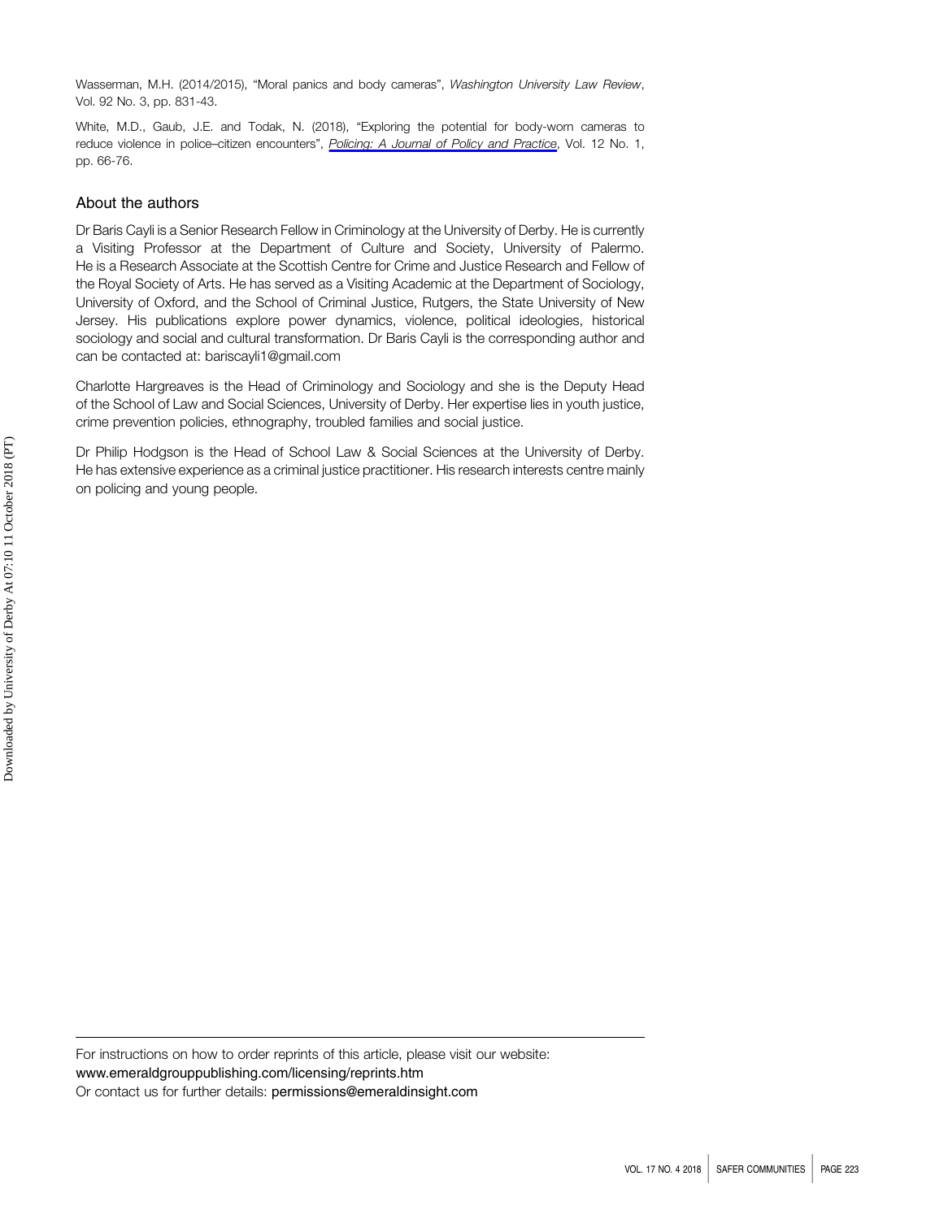Wasserman, M.H. (2014/2015), "Moral panics and body cameras", *Washington University Law Review*, Vol. 92 No. 3, pp. 831-43.

White, M.D., Gaub, J.E. and Todak, N. (2018), "Exploring the potential for body-worn cameras to reduce violence in police–citizen encounters", *Policing: A Journal of Policy and Practice*, Vol. 12 No. 1, pp. 66-76.

## About the authors

Dr Baris Cayli is a Senior Research Fellow in Criminology at the University of Derby. He is currently a Visiting Professor at the Department of Culture and Society, University of Palermo. He is a Research Associate at the Scottish Centre for Crime and Justice Research and Fellow of the Royal Society of Arts. He has served as a Visiting Academic at the Department of Sociology, University of Oxford, and the School of Criminal Justice, Rutgers, the State University of New Jersey. His publications explore power dynamics, violence, political ideologies, historical sociology and social and cultural transformation. Dr Baris Cayli is the corresponding author and can be contacted at: bariscayli1@gmail.com

Charlotte Hargreaves is the Head of Criminology and Sociology and she is the Deputy Head of the School of Law and Social Sciences, University of Derby. Her expertise lies in youth justice, crime prevention policies, ethnography, troubled families and social justice.

Dr Philip Hodgson is the Head of School Law & Social Sciences at the University of Derby. He has extensive experience as a criminal justice practitioner. His research interests centre mainly on policing and young people.

---

For instructions on how to order reprints of this article, please visit our website:
www.emeraldgrouppublishing.com/licensing/reprints.htm
Or contact us for further details: permissions@emeraldinsight.com